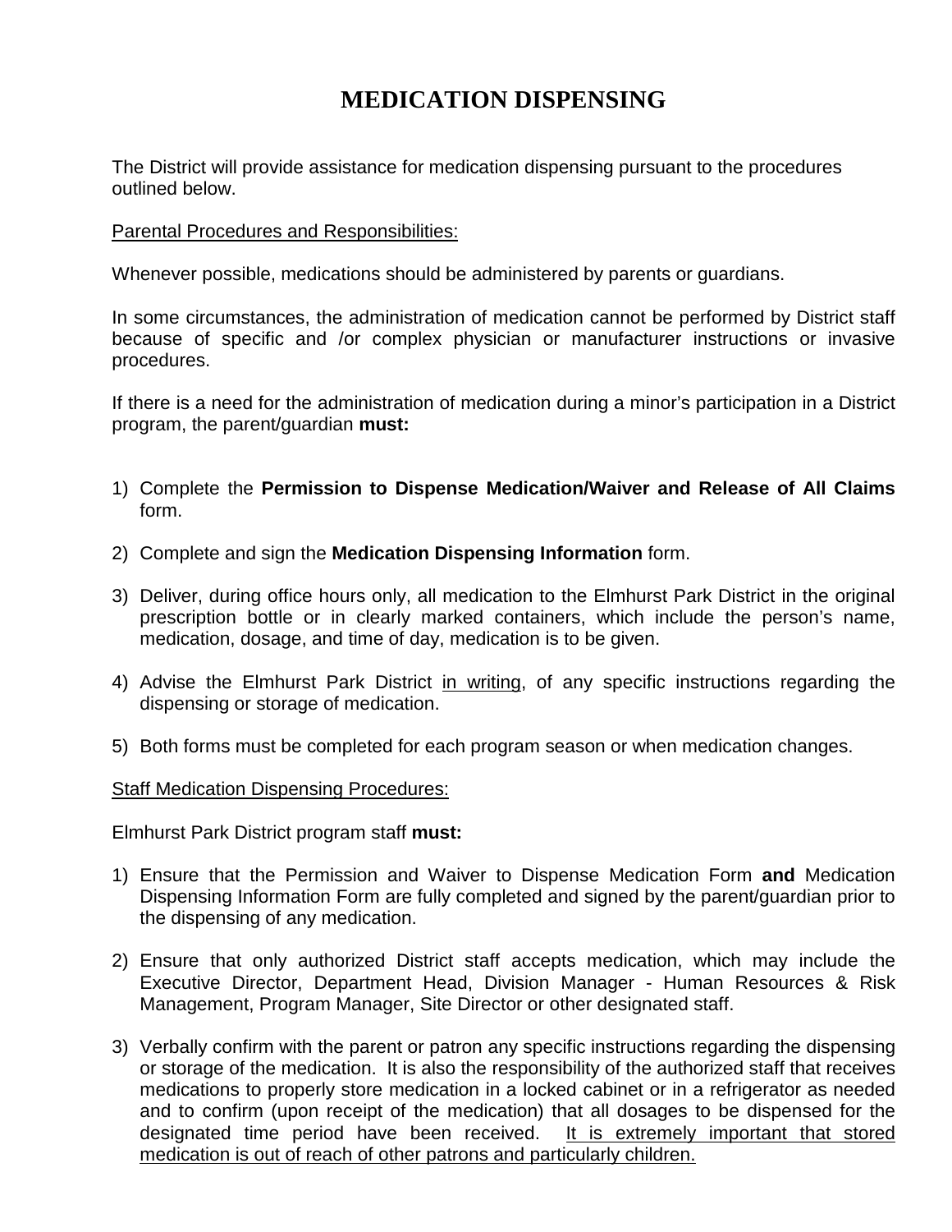# MEDICATION DISPENSING

The District will provide assistance for medication dispensing pursuant to the procedures outlined below.

<u>Parental Procedures and Responsibilities:</u>

Whenever possible, medications should be administered by parents or guardians.

In some circumstances, the administration of medication cannot be performed by District staff because of specific and /or complex physician or manufacturer instructions or invasive procedures.

If there is a need for the administration of medication during a minor's participation in a District program, the parent/guardian **must:**

1) Complete the **Permission to Dispense Medication/Waiver and Release of All Claims** form.

2) Complete and sign the **Medication Dispensing Information** form.

3) Deliver, during office hours only, all medication to the Elmhurst Park District in the original prescription bottle or in clearly marked containers, which include the person's name, medication, dosage, and time of day, medication is to be given.

4) Advise the Elmhurst Park District <u>in writing</u>, of any specific instructions regarding the dispensing or storage of medication.

5) Both forms must be completed for each program season or when medication changes.

<u>Staff Medication Dispensing Procedures:</u>

Elmhurst Park District program staff **must:**

1) Ensure that the Permission and Waiver to Dispense Medication Form **and** Medication Dispensing Information Form are fully completed and signed by the parent/guardian prior to the dispensing of any medication.

2) Ensure that only authorized District staff accepts medication, which may include the Executive Director, Department Head, Division Manager - Human Resources & Risk Management, Program Manager, Site Director or other designated staff.

3) Verbally confirm with the parent or patron any specific instructions regarding the dispensing or storage of the medication. It is also the responsibility of the authorized staff that receives medications to properly store medication in a locked cabinet or in a refrigerator as needed and to confirm (upon receipt of the medication) that all dosages to be dispensed for the designated time period have been received. <u>It is extremely important that stored medication is out of reach of other patrons and particularly children.</u>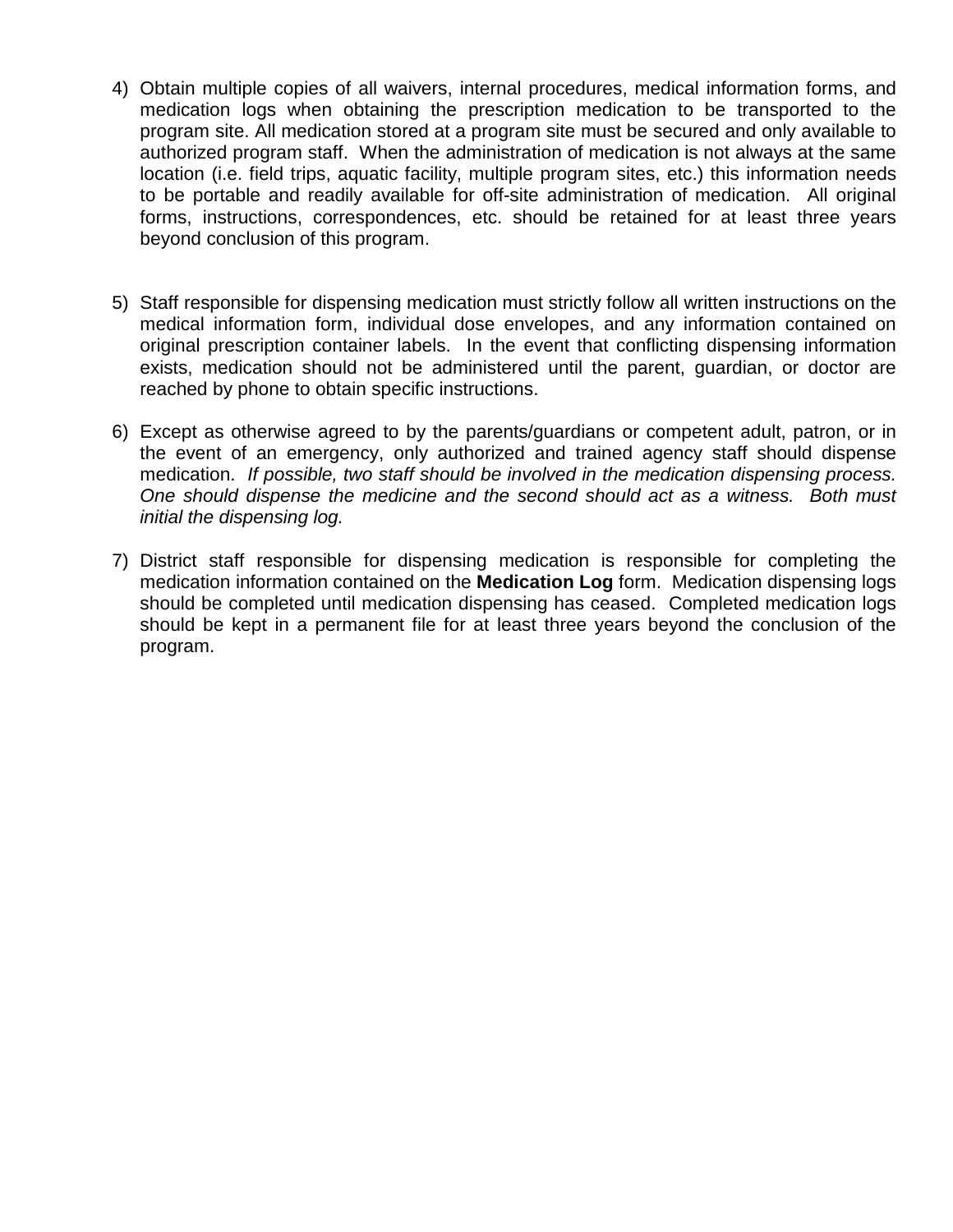4) Obtain multiple copies of all waivers, internal procedures, medical information forms, and medication logs when obtaining the prescription medication to be transported to the program site. All medication stored at a program site must be secured and only available to authorized program staff. When the administration of medication is not always at the same location (i.e. field trips, aquatic facility, multiple program sites, etc.) this information needs to be portable and readily available for off-site administration of medication. All original forms, instructions, correspondences, etc. should be retained for at least three years beyond conclusion of this program.

5) Staff responsible for dispensing medication must strictly follow all written instructions on the medical information form, individual dose envelopes, and any information contained on original prescription container labels. In the event that conflicting dispensing information exists, medication should not be administered until the parent, guardian, or doctor are reached by phone to obtain specific instructions.

6) Except as otherwise agreed to by the parents/guardians or competent adult, patron, or in the event of an emergency, only authorized and trained agency staff should dispense medication. *If possible, two staff should be involved in the medication dispensing process. One should dispense the medicine and the second should act as a witness. Both must initial the dispensing log.*

7) District staff responsible for dispensing medication is responsible for completing the medication information contained on the **Medication Log** form. Medication dispensing logs should be completed until medication dispensing has ceased. Completed medication logs should be kept in a permanent file for at least three years beyond the conclusion of the program.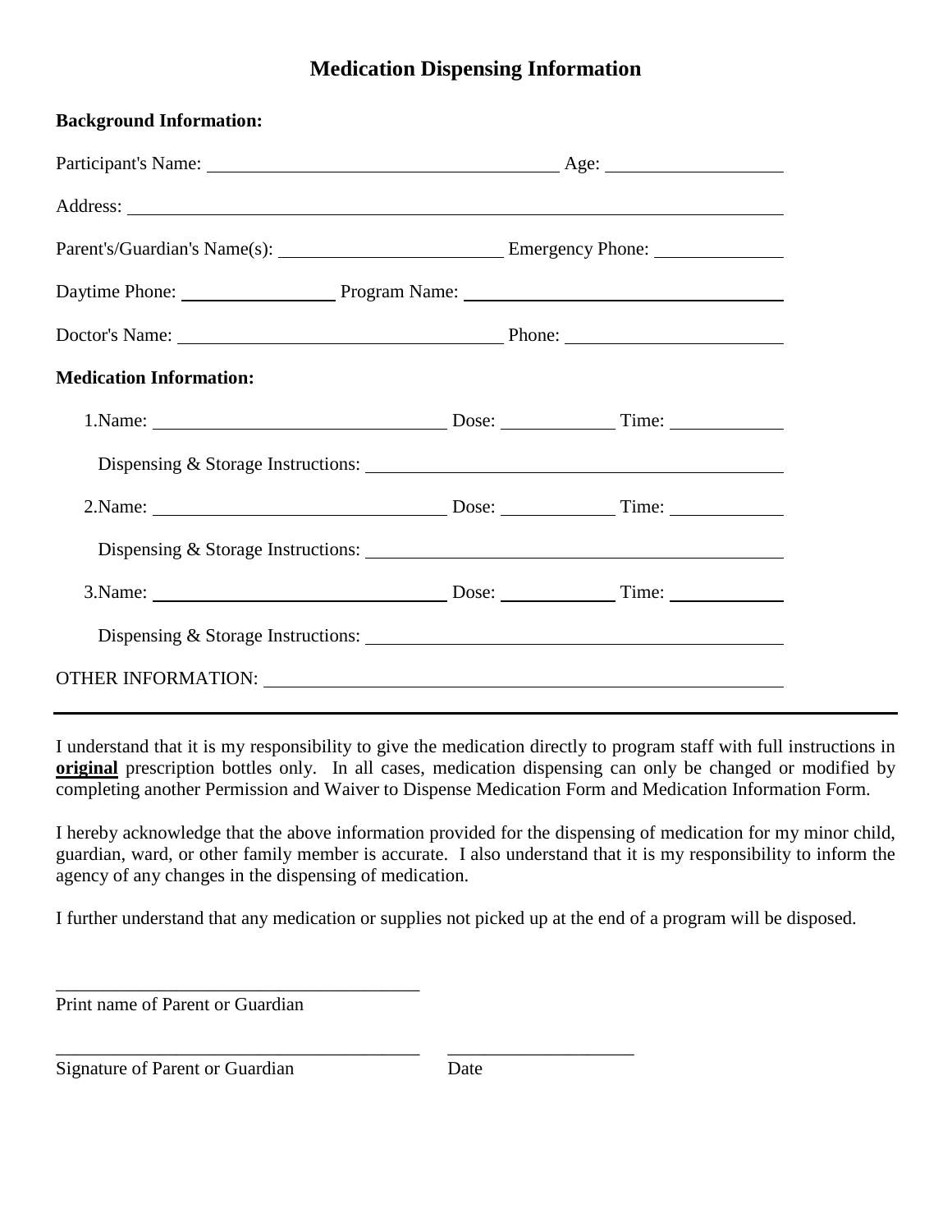# Medication Dispensing Information

**Background Information:**

Participant's Name: ______________________________ Age: ______________

Address: ____________________________________________________________

Parent's/Guardian's Name(s): ____________________ Emergency Phone: ____________

Daytime Phone: ______________ Program Name: ____________________________

Doctor's Name: ____________________________ Phone: ____________________

**Medication Information:**

1.Name: __________________________ Dose: __________ Time: __________

Dispensing & Storage Instructions: ____________________________________

2.Name: __________________________ Dose: __________ Time: __________

Dispensing & Storage Instructions: ____________________________________

3.Name: __________________________ Dose: __________ Time: __________

Dispensing & Storage Instructions: ____________________________________

OTHER INFORMATION: _______________________________________________

---

I understand that it is my responsibility to give the medication directly to program staff with full instructions in **original** prescription bottles only. In all cases, medication dispensing can only be changed or modified by completing another Permission and Waiver to Dispense Medication Form and Medication Information Form.

I hereby acknowledge that the above information provided for the dispensing of medication for my minor child, guardian, ward, or other family member is accurate. I also understand that it is my responsibility to inform the agency of any changes in the dispensing of medication.

I further understand that any medication or supplies not picked up at the end of a program will be disposed.

________________________________________
Print name of Parent or Guardian

________________________________________ ____________________
Signature of Parent or Guardian Date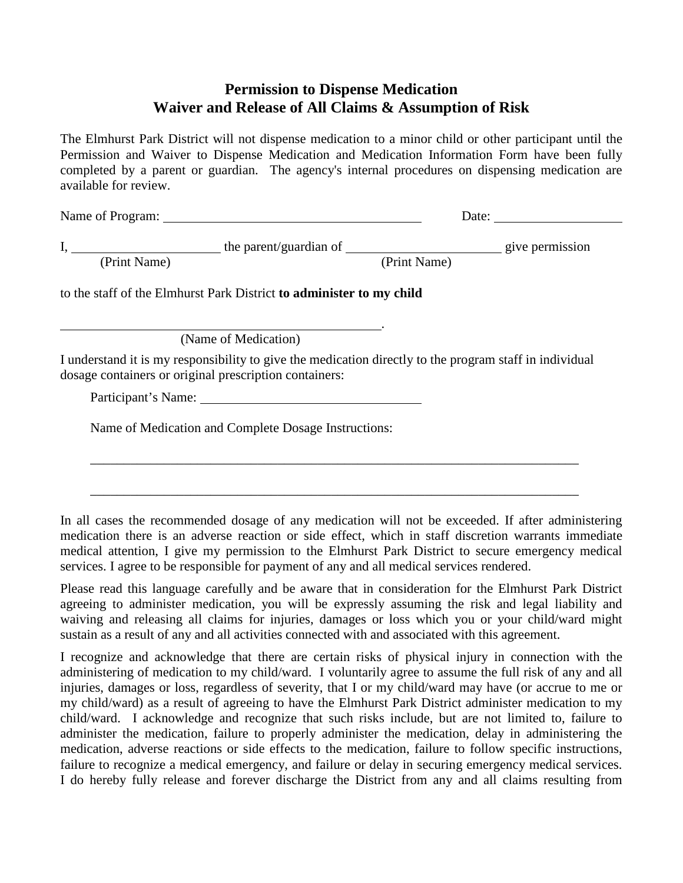## Permission to Dispense Medication
## Waiver and Release of All Claims & Assumption of Risk

The Elmhurst Park District will not dispense medication to a minor child or other participant until the Permission and Waiver to Dispense Medication and Medication Information Form have been fully completed by a parent or guardian. The agency's internal procedures on dispensing medication are available for review.

Name of Program: ________________________________________ Date: ____________________

I, ______________________ (Print Name) the parent/guardian of ________________________ (Print Name) give permission

to the staff of the Elmhurst Park District **to administer to my child**

_________________________________________________.
(Name of Medication)

I understand it is my responsibility to give the medication directly to the program staff in individual dosage containers or original prescription containers:

Participant's Name: __________________________________

Name of Medication and Complete Dosage Instructions:

_____________________________________________________________________________

_____________________________________________________________________________

In all cases the recommended dosage of any medication will not be exceeded. If after administering medication there is an adverse reaction or side effect, which in staff discretion warrants immediate medical attention, I give my permission to the Elmhurst Park District to secure emergency medical services. I agree to be responsible for payment of any and all medical services rendered.

Please read this language carefully and be aware that in consideration for the Elmhurst Park District agreeing to administer medication, you will be expressly assuming the risk and legal liability and waiving and releasing all claims for injuries, damages or loss which you or your child/ward might sustain as a result of any and all activities connected with and associated with this agreement.

I recognize and acknowledge that there are certain risks of physical injury in connection with the administering of medication to my child/ward. I voluntarily agree to assume the full risk of any and all injuries, damages or loss, regardless of severity, that I or my child/ward may have (or accrue to me or my child/ward) as a result of agreeing to have the Elmhurst Park District administer medication to my child/ward. I acknowledge and recognize that such risks include, but are not limited to, failure to administer the medication, failure to properly administer the medication, delay in administering the medication, adverse reactions or side effects to the medication, failure to follow specific instructions, failure to recognize a medical emergency, and failure or delay in securing emergency medical services. I do hereby fully release and forever discharge the District from any and all claims resulting from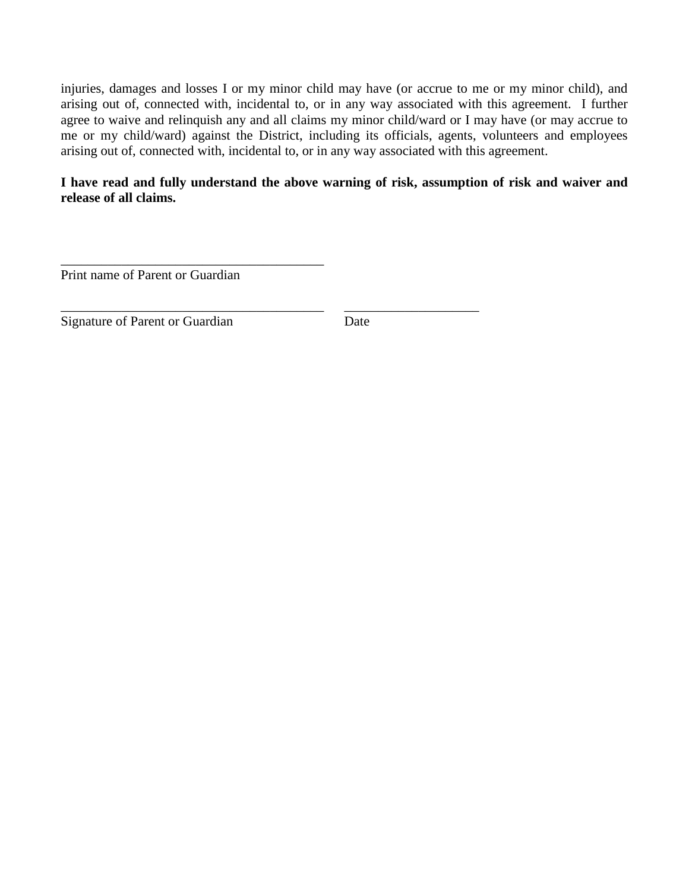injuries, damages and losses I or my minor child may have (or accrue to me or my minor child), and arising out of, connected with, incidental to, or in any way associated with this agreement. I further agree to waive and relinquish any and all claims my minor child/ward or I may have (or may accrue to me or my child/ward) against the District, including its officials, agents, volunteers and employees arising out of, connected with, incidental to, or in any way associated with this agreement.

**I have read and fully understand the above warning of risk, assumption of risk and waiver and release of all claims.**

________________________________________
Print name of Parent or Guardian

________________________________________ ____________________
Signature of Parent or Guardian Date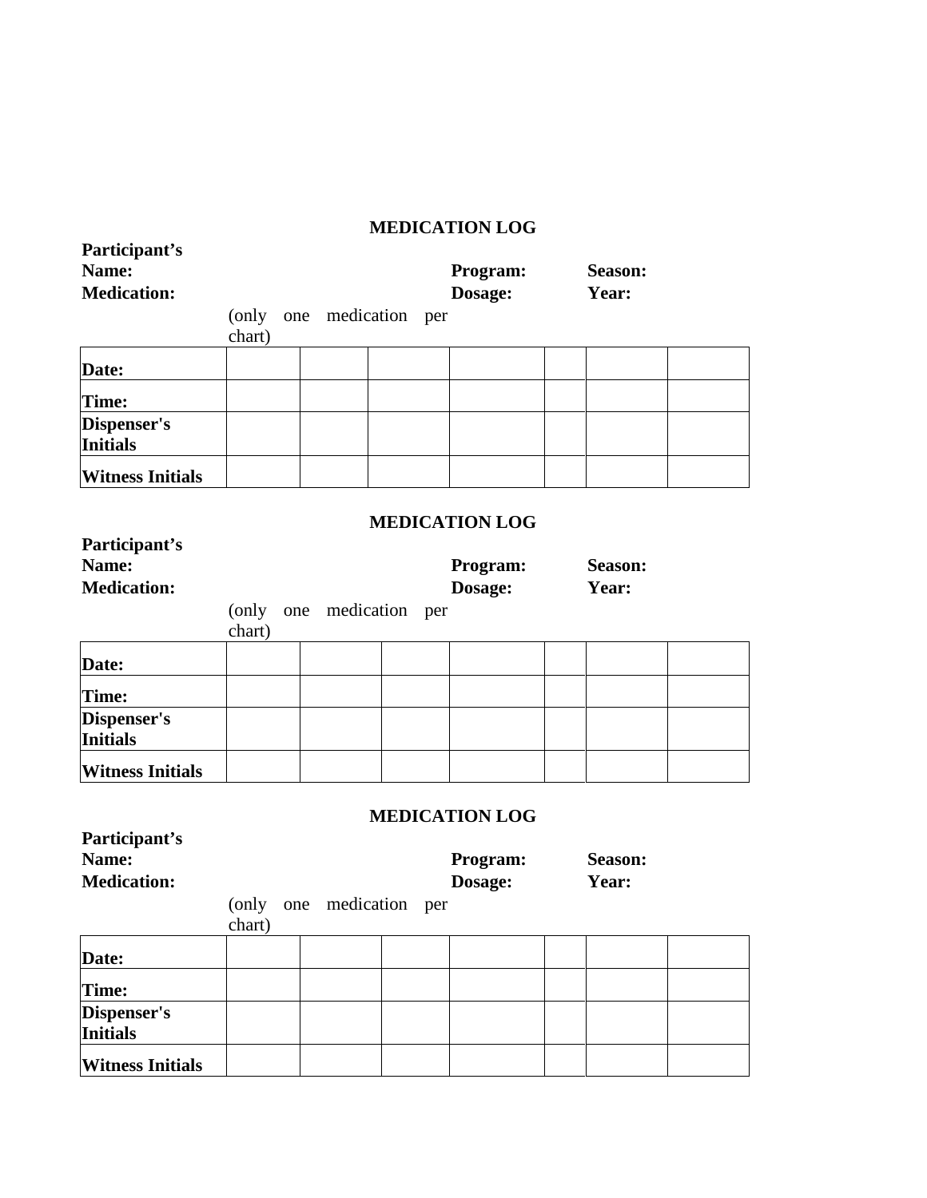## MEDICATION LOG

**Participant's Name:** **Program:** **Season:**

**Medication:** (only one medication per chart) **Dosage:** **Year:**

| | | | | | | | |
|---|---|---|---|---|---|---|---|
| **Date:** | | | | | | | |
| **Time:** | | | | | | | |
| **Dispenser's Initials** | | | | | | | |
| **Witness Initials** | | | | | | | |

## MEDICATION LOG

**Participant's Name:** **Program:** **Season:**

**Medication:** (only one medication per chart) **Dosage:** **Year:**

| | | | | | | | |
|---|---|---|---|---|---|---|---|
| **Date:** | | | | | | | |
| **Time:** | | | | | | | |
| **Dispenser's Initials** | | | | | | | |
| **Witness Initials** | | | | | | | |

## MEDICATION LOG

**Participant's Name:** **Program:** **Season:**

**Medication:** (only one medication per chart) **Dosage:** **Year:**

| | | | | | | | |
|---|---|---|---|---|---|---|---|
| **Date:** | | | | | | | |
| **Time:** | | | | | | | |
| **Dispenser's Initials** | | | | | | | |
| **Witness Initials** | | | | | | | |